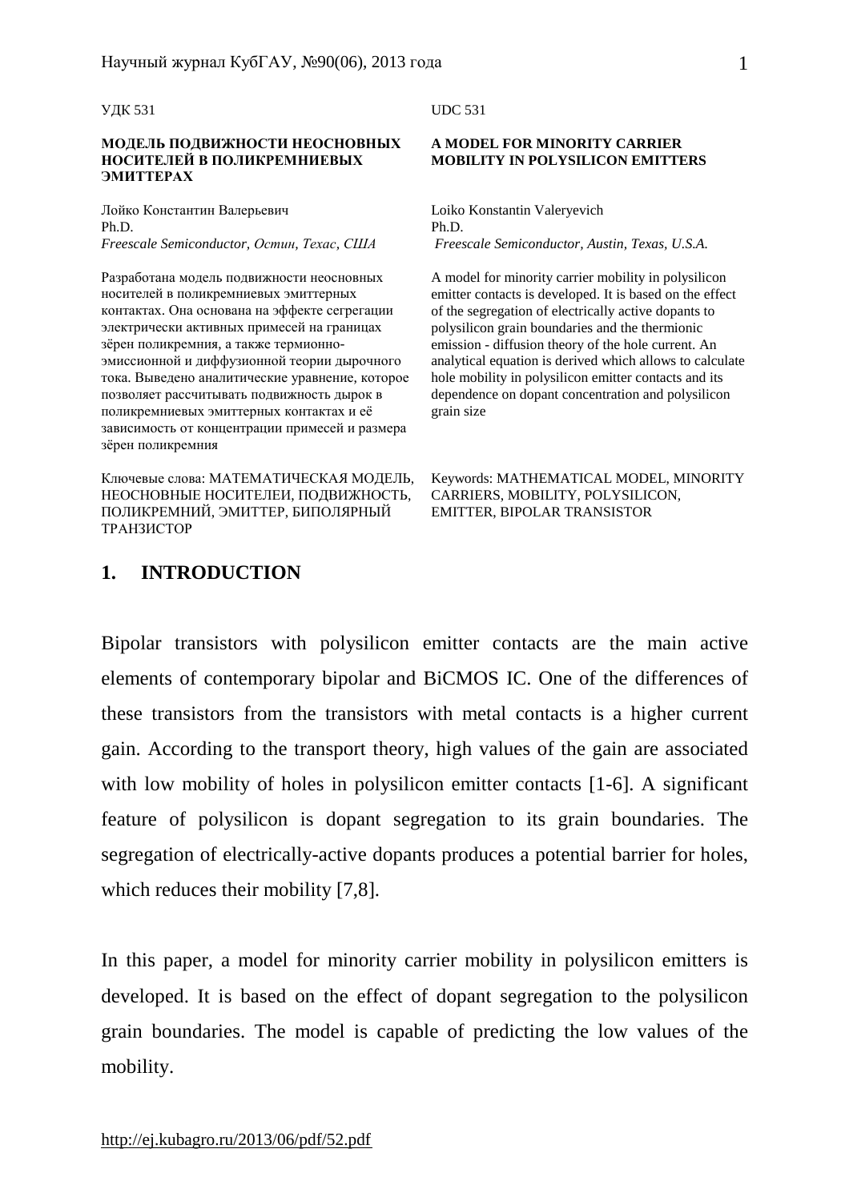УДК 531

**МОДЕЛЬ ПОДВИЖНОСТИ НЕОСНОВНЫХ НОСИТЕЛЕЙ В ПОЛИКРЕМНИЕВЫХ ЭМИТТЕРАХ**

Лойко Константин Валерьевич
Ph.D.
*Freescale Semiconductor, Остин, Техас, США*

Разработана модель подвижности неосновных носителей в поликремниевых эмиттерных контактах. Она основана на эффекте сегрегации электрически активных примесей на границах зёрен поликремния, а также термионно-эмиссионной и диффузионной теории дырочного тока. Выведено аналитические уравнение, которое позволяет рассчитывать подвижность дырок в поликремниевых эмиттерных контактах и её зависимость от концентрации примесей и размера зёрен поликремния

Ключевые слова: МАТЕМАТИЧЕСКАЯ МОДЕЛЬ, НЕОСНОВНЫЕ НОСИТЕЛЕИ, ПОДВИЖНОСТЬ, ПОЛИКРЕМНИЙ, ЭМИТТЕР, БИПОЛЯРНЫЙ ТРАНЗИСТОР

UDC 531

**A MODEL FOR MINORITY CARRIER MOBILITY IN POLYSILICON EMITTERS**

Loiko Konstantin Valeryevich
Ph.D.
*Freescale Semiconductor, Austin, Texas, U.S.A.*

A model for minority carrier mobility in polysilicon emitter contacts is developed. It is based on the effect of the segregation of electrically active dopants to polysilicon grain boundaries and the thermionic emission - diffusion theory of the hole current. An analytical equation is derived which allows to calculate hole mobility in polysilicon emitter contacts and its dependence on dopant concentration and polysilicon grain size

Keywords: MATHEMATICAL MODEL, MINORITY CARRIERS, MOBILITY, POLYSILICON, EMITTER, BIPOLAR TRANSISTOR

## 1. INTRODUCTION

Bipolar transistors with polysilicon emitter contacts are the main active elements of contemporary bipolar and BiCMOS IC. One of the differences of these transistors from the transistors with metal contacts is a higher current gain. According to the transport theory, high values of the gain are associated with low mobility of holes in polysilicon emitter contacts [1-6]. A significant feature of polysilicon is dopant segregation to its grain boundaries. The segregation of electrically-active dopants produces a potential barrier for holes, which reduces their mobility [7,8].

In this paper, a model for minority carrier mobility in polysilicon emitters is developed. It is based on the effect of dopant segregation to the polysilicon grain boundaries. The model is capable of predicting the low values of the mobility.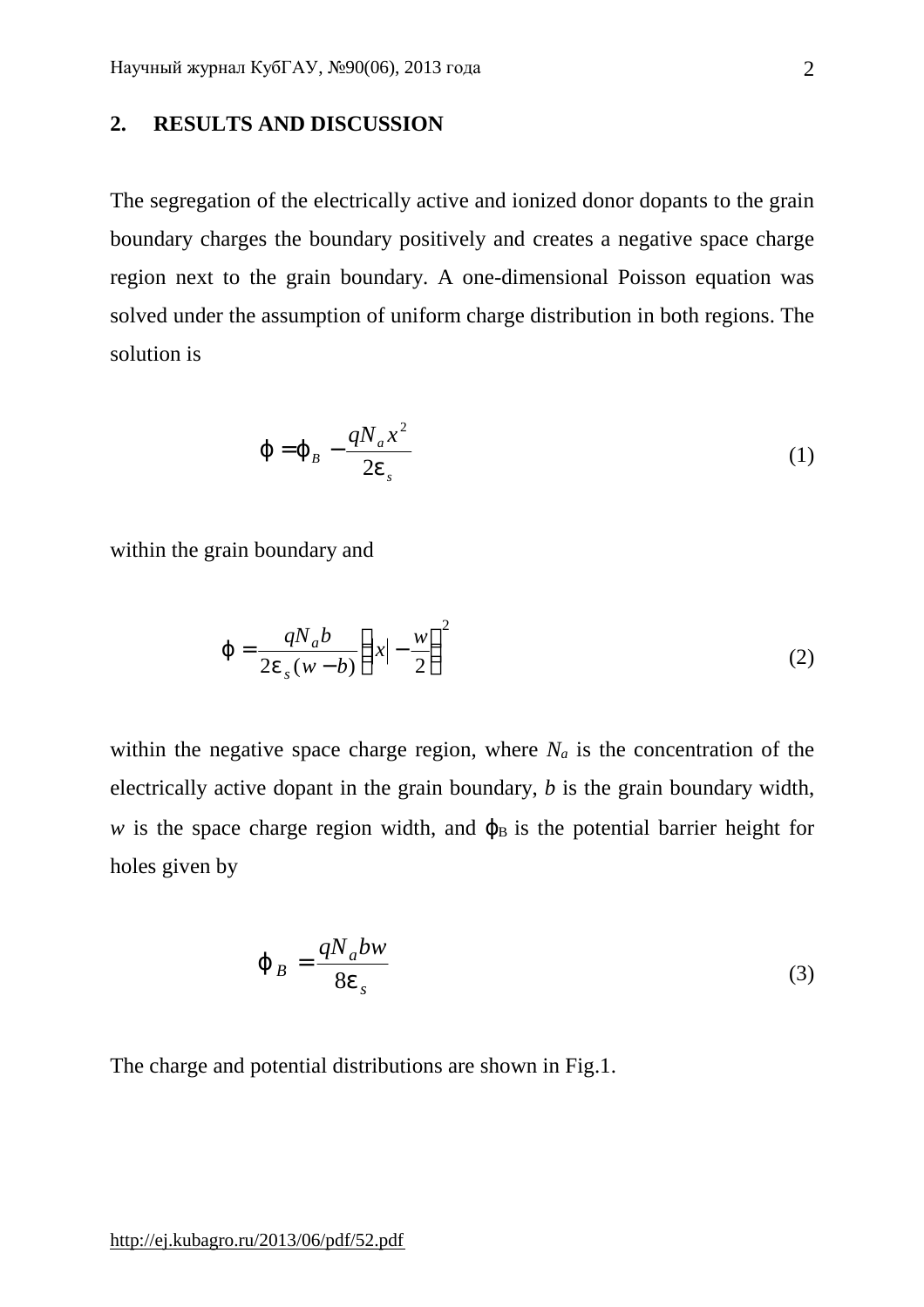## 2. RESULTS AND DISCUSSION

The segregation of the electrically active and ionized donor dopants to the grain boundary charges the boundary positively and creates a negative space charge region next to the grain boundary. A one-dimensional Poisson equation was solved under the assumption of uniform charge distribution in both regions. The solution is

$$\varphi = \varphi_B - \frac{qN_a x^2}{2\varepsilon_s} \tag{1}$$

within the grain boundary and

$$\varphi = \frac{qN_a b}{2\varepsilon_s (w - b)} \left( |x| - \frac{w}{2} \right)^2 \tag{2}$$

within the negative space charge region, where $N_a$ is the concentration of the electrically active dopant in the grain boundary, $b$ is the grain boundary width, $w$ is the space charge region width, and $\varphi_B$ is the potential barrier height for holes given by

$$\varphi_B = \frac{qN_a bw}{8\varepsilon_s} \tag{3}$$

The charge and potential distributions are shown in Fig.1.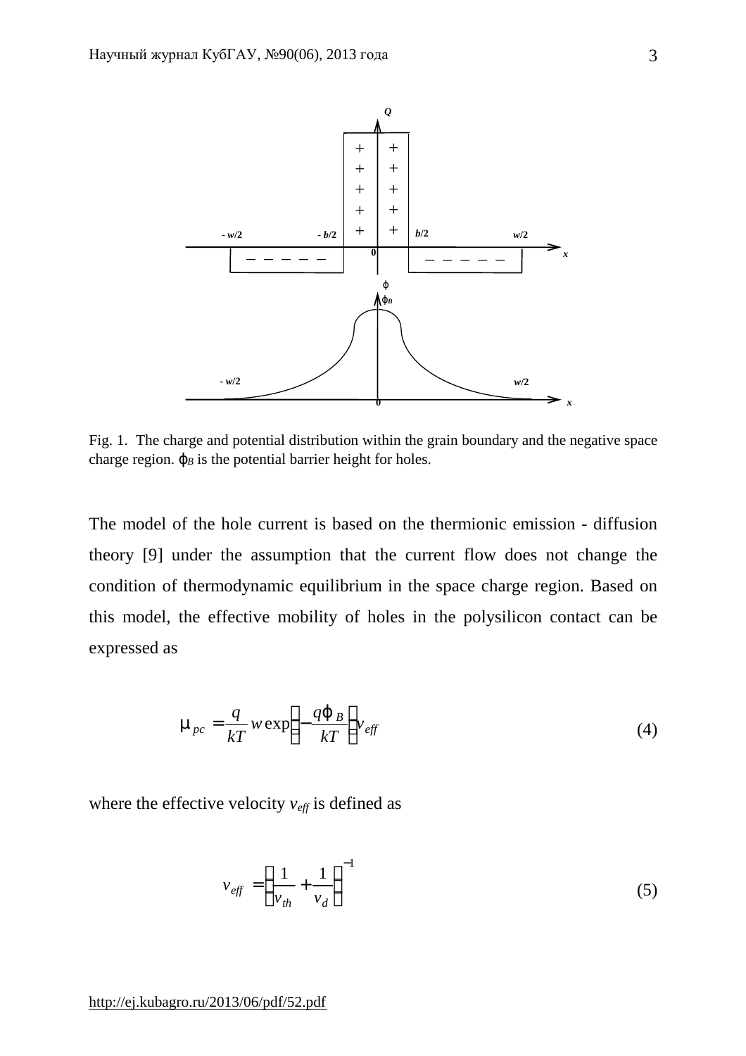Fig. 1. The charge and potential distribution within the grain boundary and the negative space charge region. $\varphi_B$ is the potential barrier height for holes.

The model of the hole current is based on the thermionic emission - diffusion theory [9] under the assumption that the current flow does not change the condition of thermodynamic equilibrium in the space charge region. Based on this model, the effective mobility of holes in the polysilicon contact can be expressed as

$$\mu_{pc} = \frac{q}{kT} w \exp\left(-\frac{q\varphi_B}{kT}\right) v_{eff} \tag{4}$$

where the effective velocity $v_{eff}$ is defined as

$$v_{eff} = \left(\frac{1}{v_{th}} + \frac{1}{v_d}\right)^{-1} \tag{5}$$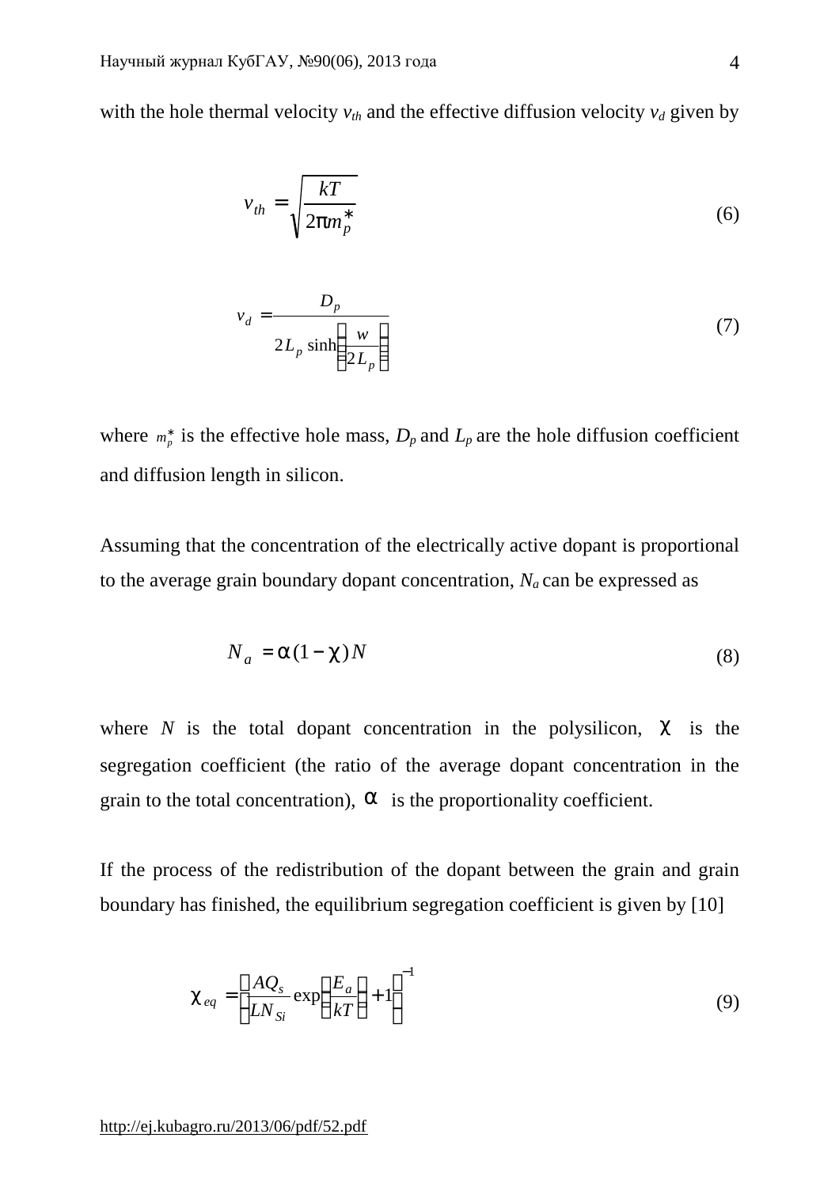with the hole thermal velocity $v_{th}$ and the effective diffusion velocity $v_d$ given by

$$v_{th} = \sqrt{\frac{kT}{2\pi m_p^*}} \tag{6}$$

$$v_d = \frac{D_p}{2L_p \sinh\left(\frac{w}{2L_p}\right)} \tag{7}$$

where $m_p^*$ is the effective hole mass, $D_p$ and $L_p$ are the hole diffusion coefficient and diffusion length in silicon.

Assuming that the concentration of the electrically active dopant is proportional to the average grain boundary dopant concentration, $N_a$ can be expressed as

$$N_a = \alpha(1 - \chi)N \tag{8}$$

where $N$ is the total dopant concentration in the polysilicon, $\chi$ is the segregation coefficient (the ratio of the average dopant concentration in the grain to the total concentration), $\alpha$ is the proportionality coefficient.

If the process of the redistribution of the dopant between the grain and grain boundary has finished, the equilibrium segregation coefficient is given by [10]

$$\chi_{eq} = \left(\frac{AQ_s}{LN_{Si}} \exp\left(\frac{E_a}{kT}\right) + 1\right)^{-1} \tag{9}$$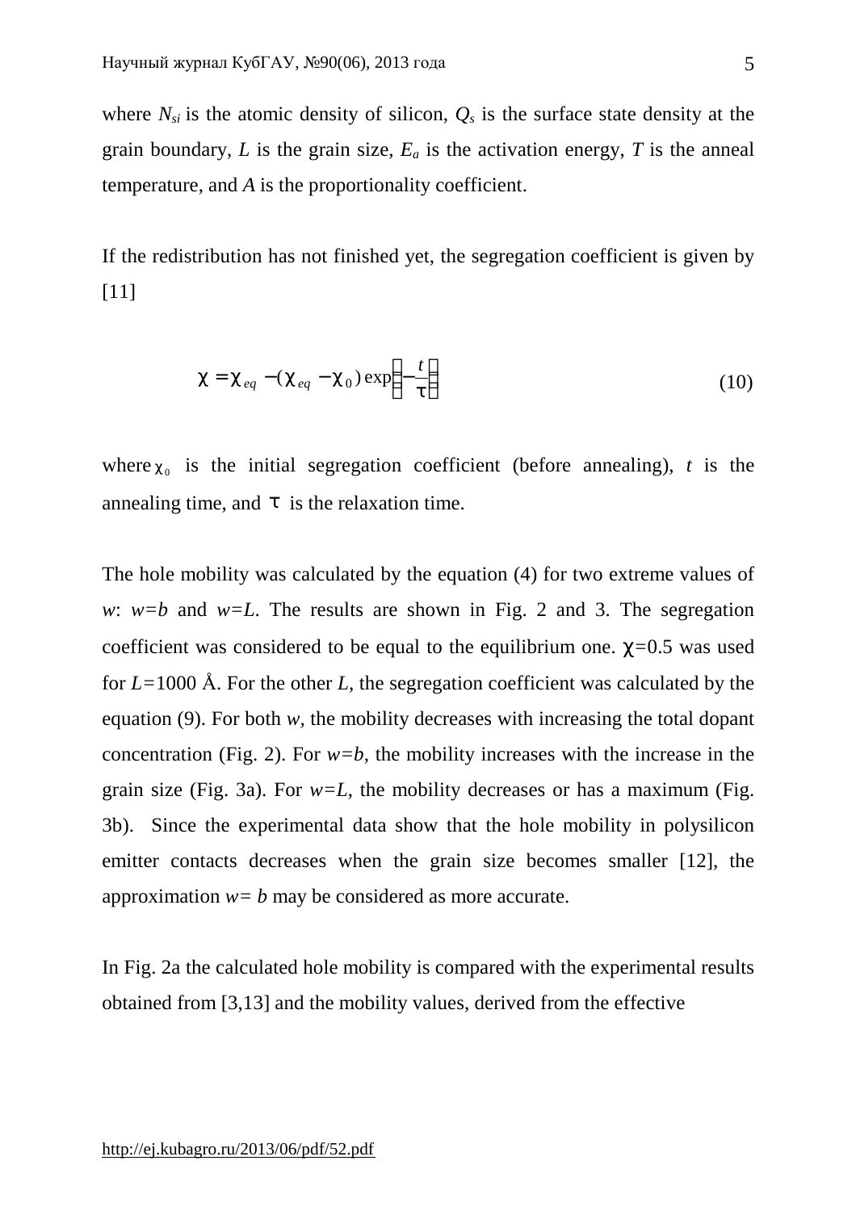where $N_{si}$ is the atomic density of silicon, $Q_s$ is the surface state density at the grain boundary, $L$ is the grain size, $E_a$ is the activation energy, $T$ is the anneal temperature, and $A$ is the proportionality coefficient.

If the redistribution has not finished yet, the segregation coefficient is given by [11]

$$\chi = \chi_{eq} - (\chi_{eq} - \chi_0)\exp\left(-\frac{t}{\tau}\right) \tag{10}$$

where $\chi_0$ is the initial segregation coefficient (before annealing), $t$ is the annealing time, and $\tau$ is the relaxation time.

The hole mobility was calculated by the equation (4) for two extreme values of $w$: $w=b$ and $w=L$. The results are shown in Fig. 2 and 3. The segregation coefficient was considered to be equal to the equilibrium one. $\chi=0.5$ was used for $L=1000$ Å. For the other $L$, the segregation coefficient was calculated by the equation (9). For both $w$, the mobility decreases with increasing the total dopant concentration (Fig. 2). For $w=b$, the mobility increases with the increase in the grain size (Fig. 3a). For $w=L$, the mobility decreases or has a maximum (Fig. 3b). Since the experimental data show that the hole mobility in polysilicon emitter contacts decreases when the grain size becomes smaller [12], the approximation $w=b$ may be considered as more accurate.

In Fig. 2a the calculated hole mobility is compared with the experimental results obtained from [3,13] and the mobility values, derived from the effective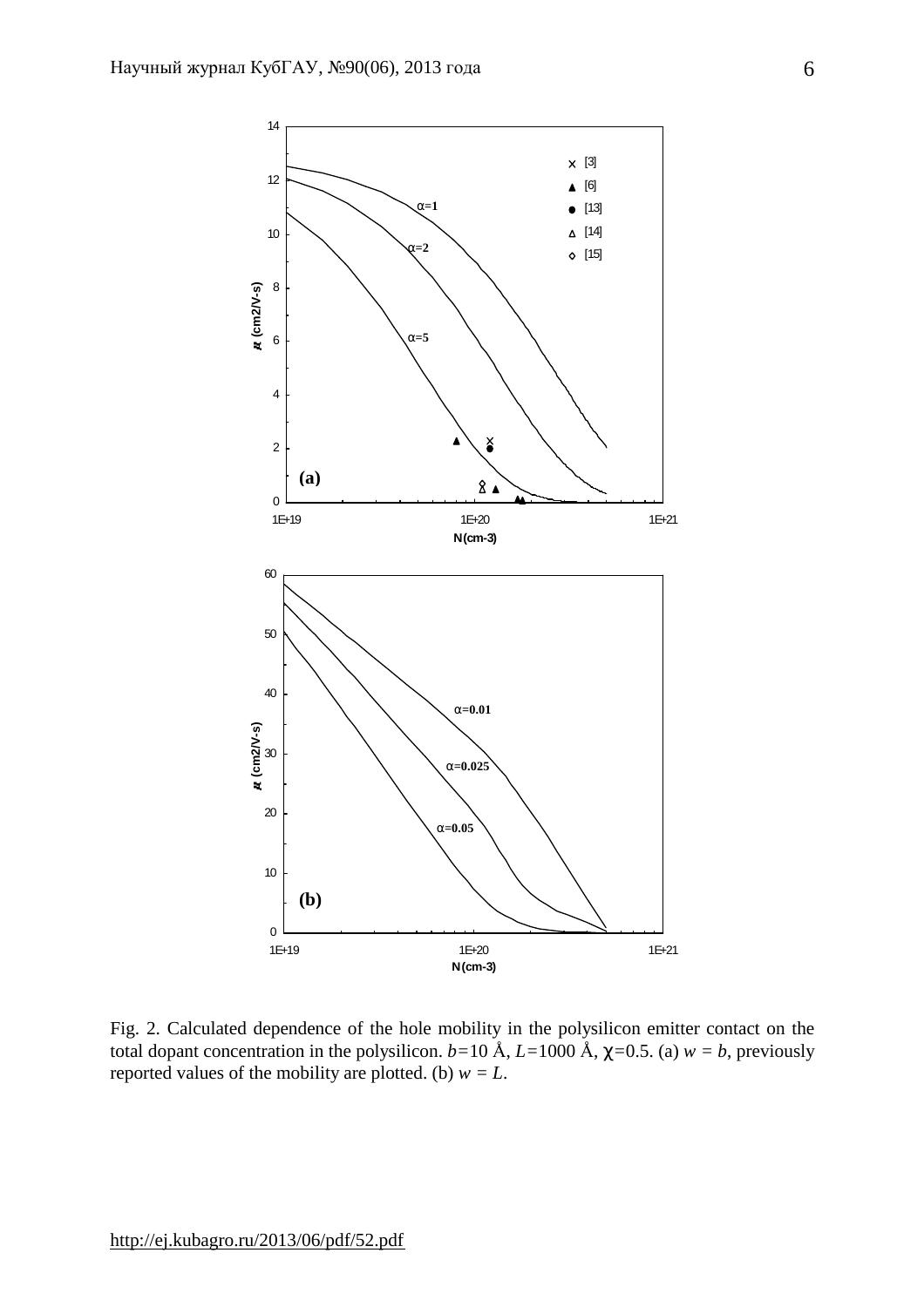Fig. 2. Calculated dependence of the hole mobility in the polysilicon emitter contact on the total dopant concentration in the polysilicon. $b$=10 Å, $L$=1000 Å, $\chi$=0.5. (a) $w = b$, previously reported values of the mobility are plotted. (b) $w = L$.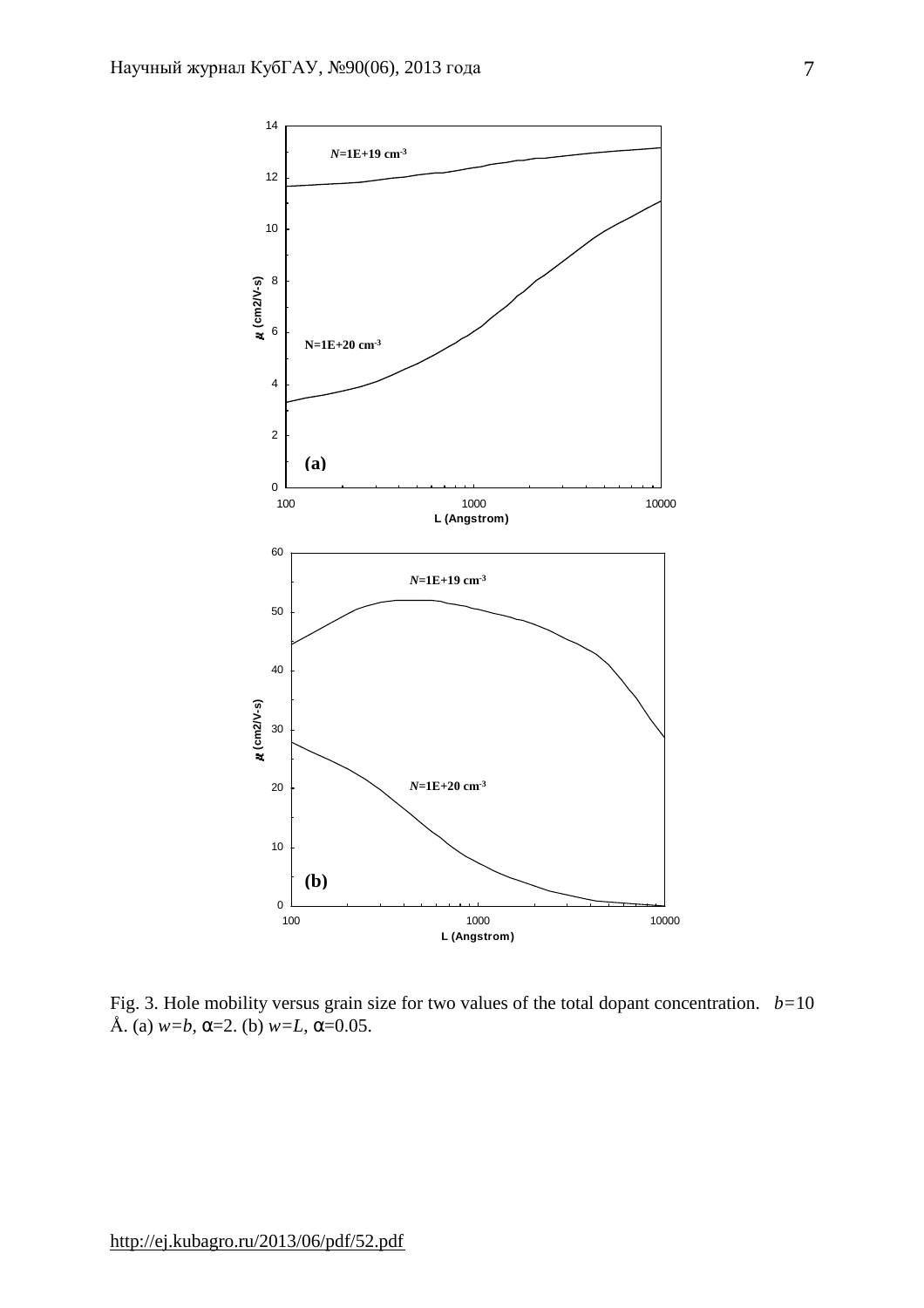Fig. 3. Hole mobility versus grain size for two values of the total dopant concentration. $b=10$ Å. (a) $w=b$, $\alpha=2$. (b) $w=L$, $\alpha=0.05$.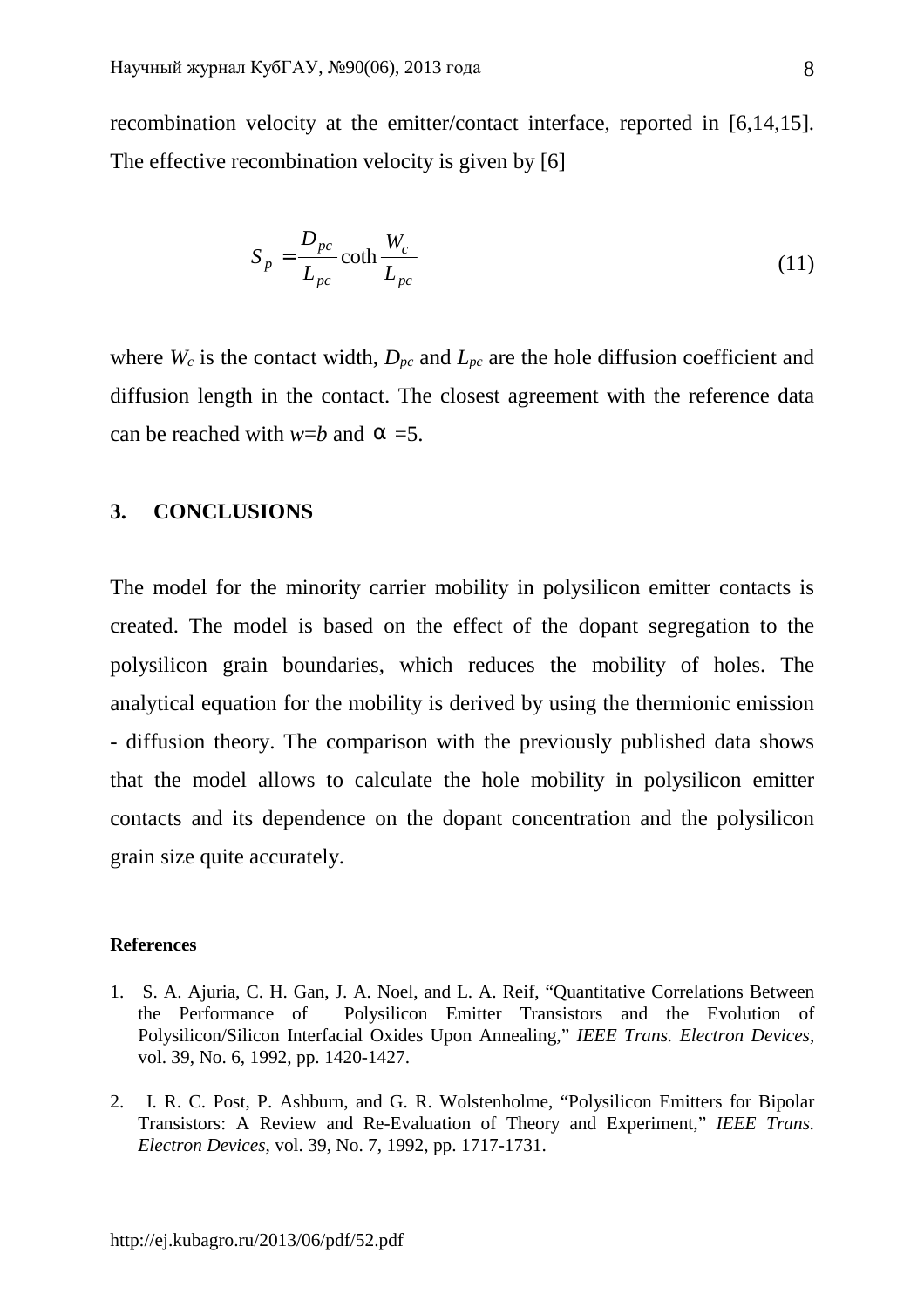recombination velocity at the emitter/contact interface, reported in [6,14,15]. The effective recombination velocity is given by [6]

$$S_p = \frac{D_{pc}}{L_{pc}} \coth \frac{W_c}{L_{pc}} \tag{11}$$

where $W_c$ is the contact width, $D_{pc}$ and $L_{pc}$ are the hole diffusion coefficient and diffusion length in the contact. The closest agreement with the reference data can be reached with $w=b$ and $\alpha =5$.

## 3. CONCLUSIONS

The model for the minority carrier mobility in polysilicon emitter contacts is created. The model is based on the effect of the dopant segregation to the polysilicon grain boundaries, which reduces the mobility of holes. The analytical equation for the mobility is derived by using the thermionic emission - diffusion theory. The comparison with the previously published data shows that the model allows to calculate the hole mobility in polysilicon emitter contacts and its dependence on the dopant concentration and the polysilicon grain size quite accurately.

**References**

1. S. A. Ajuria, C. H. Gan, J. A. Noel, and L. A. Reif, “Quantitative Correlations Between the Performance of Polysilicon Emitter Transistors and the Evolution of Polysilicon/Silicon Interfacial Oxides Upon Annealing,” *IEEE Trans. Electron Devices*, vol. 39, No. 6, 1992, pp. 1420-1427.

2. I. R. C. Post, P. Ashburn, and G. R. Wolstenholme, “Polysilicon Emitters for Bipolar Transistors: A Review and Re-Evaluation of Theory and Experiment,” *IEEE Trans. Electron Devices*, vol. 39, No. 7, 1992, pp. 1717-1731.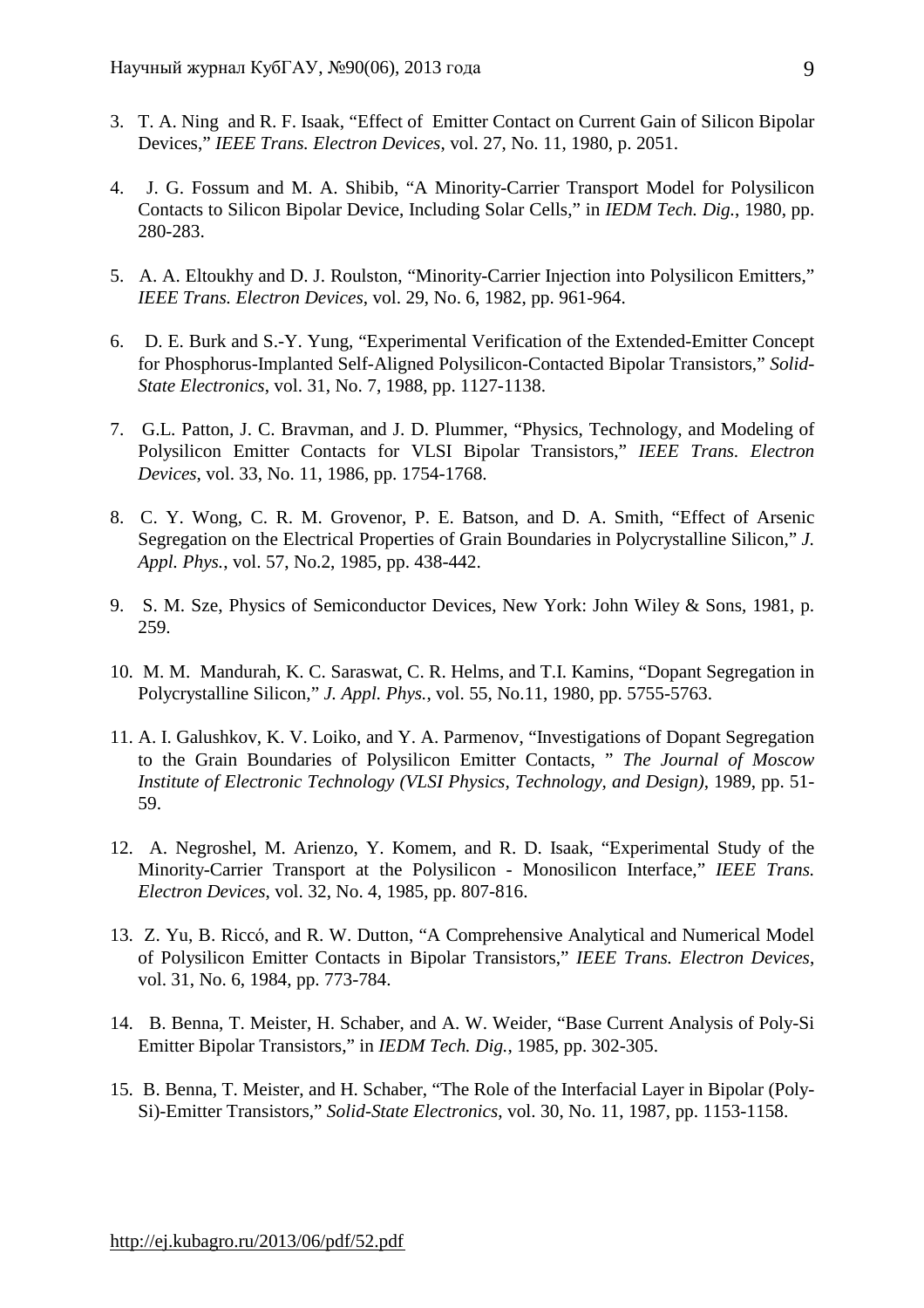3. T. A. Ning and R. F. Isaak, “Effect of Emitter Contact on Current Gain of Silicon Bipolar Devices,” *IEEE Trans. Electron Devices*, vol. 27, No. 11, 1980, p. 2051.

4. J. G. Fossum and M. A. Shibib, “A Minority-Carrier Transport Model for Polysilicon Contacts to Silicon Bipolar Device, Including Solar Cells,” in *IEDM Tech. Dig.*, 1980, pp. 280-283.

5. A. A. Eltoukhy and D. J. Roulston, “Minority-Carrier Injection into Polysilicon Emitters,” *IEEE Trans. Electron Devices*, vol. 29, No. 6, 1982, pp. 961-964.

6. D. E. Burk and S.-Y. Yung, “Experimental Verification of the Extended-Emitter Concept for Phosphorus-Implanted Self-Aligned Polysilicon-Contacted Bipolar Transistors,” *Solid-State Electronics*, vol. 31, No. 7, 1988, pp. 1127-1138.

7. G.L. Patton, J. C. Bravman, and J. D. Plummer, “Physics, Technology, and Modeling of Polysilicon Emitter Contacts for VLSI Bipolar Transistors,” *IEEE Trans. Electron Devices*, vol. 33, No. 11, 1986, pp. 1754-1768.

8. C. Y. Wong, C. R. M. Grovenor, P. E. Batson, and D. A. Smith, “Effect of Arsenic Segregation on the Electrical Properties of Grain Boundaries in Polycrystalline Silicon,” *J. Appl. Phys.*, vol. 57, No.2, 1985, pp. 438-442.

9. S. M. Sze, Physics of Semiconductor Devices, New York: John Wiley & Sons, 1981, p. 259.

10. M. M. Mandurah, K. C. Saraswat, C. R. Helms, and T.I. Kamins, “Dopant Segregation in Polycrystalline Silicon,” *J. Appl. Phys.*, vol. 55, No.11, 1980, pp. 5755-5763.

11. A. I. Galushkov, K. V. Loiko, and Y. A. Parmenov, “Investigations of Dopant Segregation to the Grain Boundaries of Polysilicon Emitter Contacts, ” *The Journal of Moscow Institute of Electronic Technology (VLSI Physics, Technology, and Design)*, 1989, pp. 51-59.

12. A. Negroshel, M. Arienzo, Y. Komem, and R. D. Isaak, “Experimental Study of the Minority-Carrier Transport at the Polysilicon - Monosilicon Interface,” *IEEE Trans. Electron Devices*, vol. 32, No. 4, 1985, pp. 807-816.

13. Z. Yu, B. Riccó, and R. W. Dutton, “A Comprehensive Analytical and Numerical Model of Polysilicon Emitter Contacts in Bipolar Transistors,” *IEEE Trans. Electron Devices*, vol. 31, No. 6, 1984, pp. 773-784.

14. B. Benna, T. Meister, H. Schaber, and A. W. Weider, “Base Current Analysis of Poly-Si Emitter Bipolar Transistors,” in *IEDM Tech. Dig.*, 1985, pp. 302-305.

15. B. Benna, T. Meister, and H. Schaber, “The Role of the Interfacial Layer in Bipolar (Poly-Si)-Emitter Transistors,” *Solid-State Electronics*, vol. 30, No. 11, 1987, pp. 1153-1158.